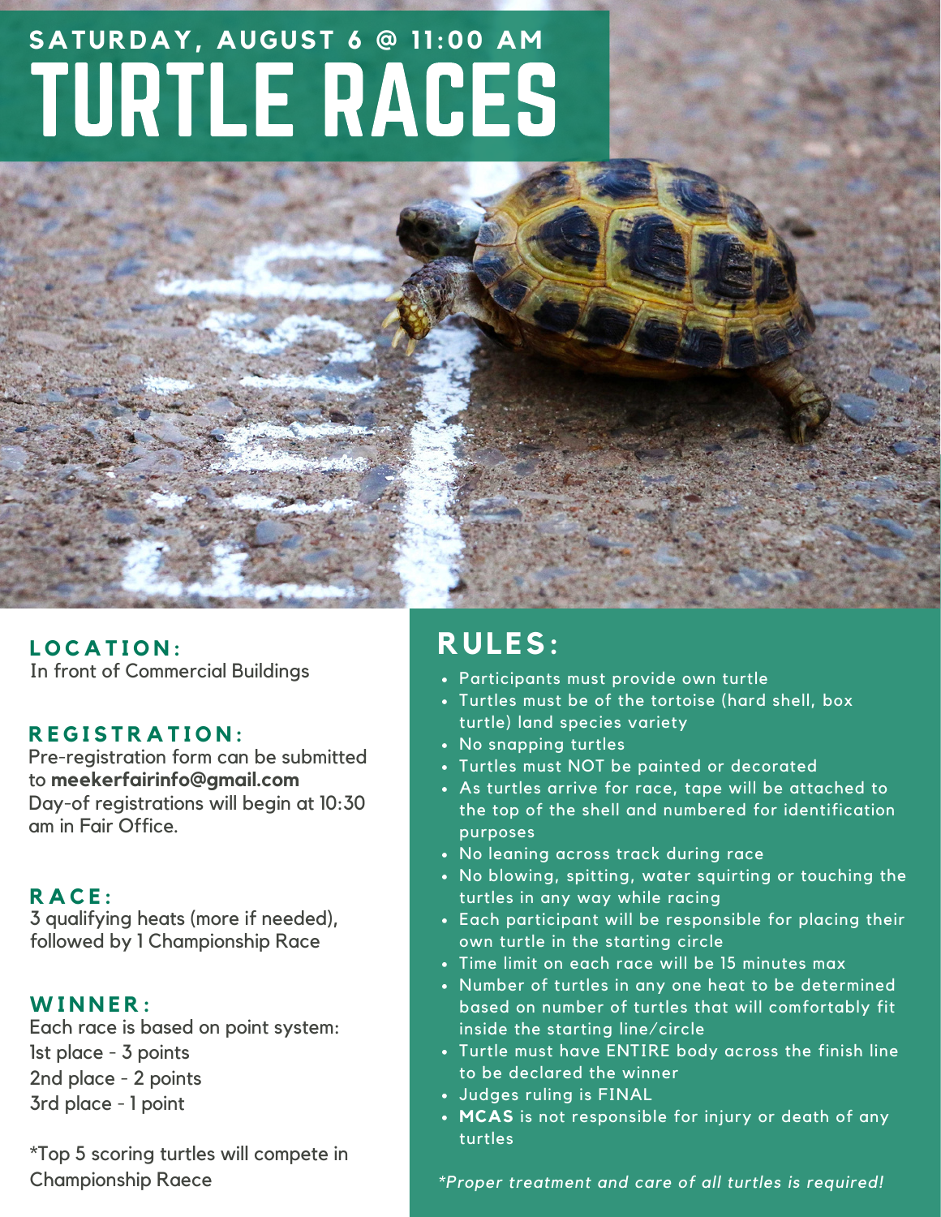**SATURDAY, AUGUST 6 @ 11:00 AM**

# TURTLE RACES

## LOCATION:

In front of Commercial Buildings

## REGISTRATION:

Pre-registration form can be submitted to **meekerfairinfo@gmail.com**
Day-of registrations will begin at 10:30 am in Fair Office.

## RACE:

3 qualifying heats (more if needed), followed by 1 Championship Race

## WINNER:

Each race is based on point system:
1st place - 3 points
2nd place - 2 points
3rd place - 1 point

*Top 5 scoring turtles will compete in Championship Raece

## RULES:

- Participants must provide own turtle
- Turtles must be of the tortoise (hard shell, box turtle) land species variety
- No snapping turtles
- Turtles must NOT be painted or decorated
- As turtles arrive for race, tape will be attached to the top of the shell and numbered for identification purposes
- No leaning across track during race
- No blowing, spitting, water squirting or touching the turtles in any way while racing
- Each participant will be responsible for placing their own turtle in the starting circle
- Time limit on each race will be 15 minutes max
- Number of turtles in any one heat to be determined based on number of turtles that will comfortably fit inside the starting line/circle
- Turtle must have ENTIRE body across the finish line to be declared the winner
- Judges ruling is FINAL
- **MCAS** is not responsible for injury or death of any turtles

*\*Proper treatment and care of all turtles is required!*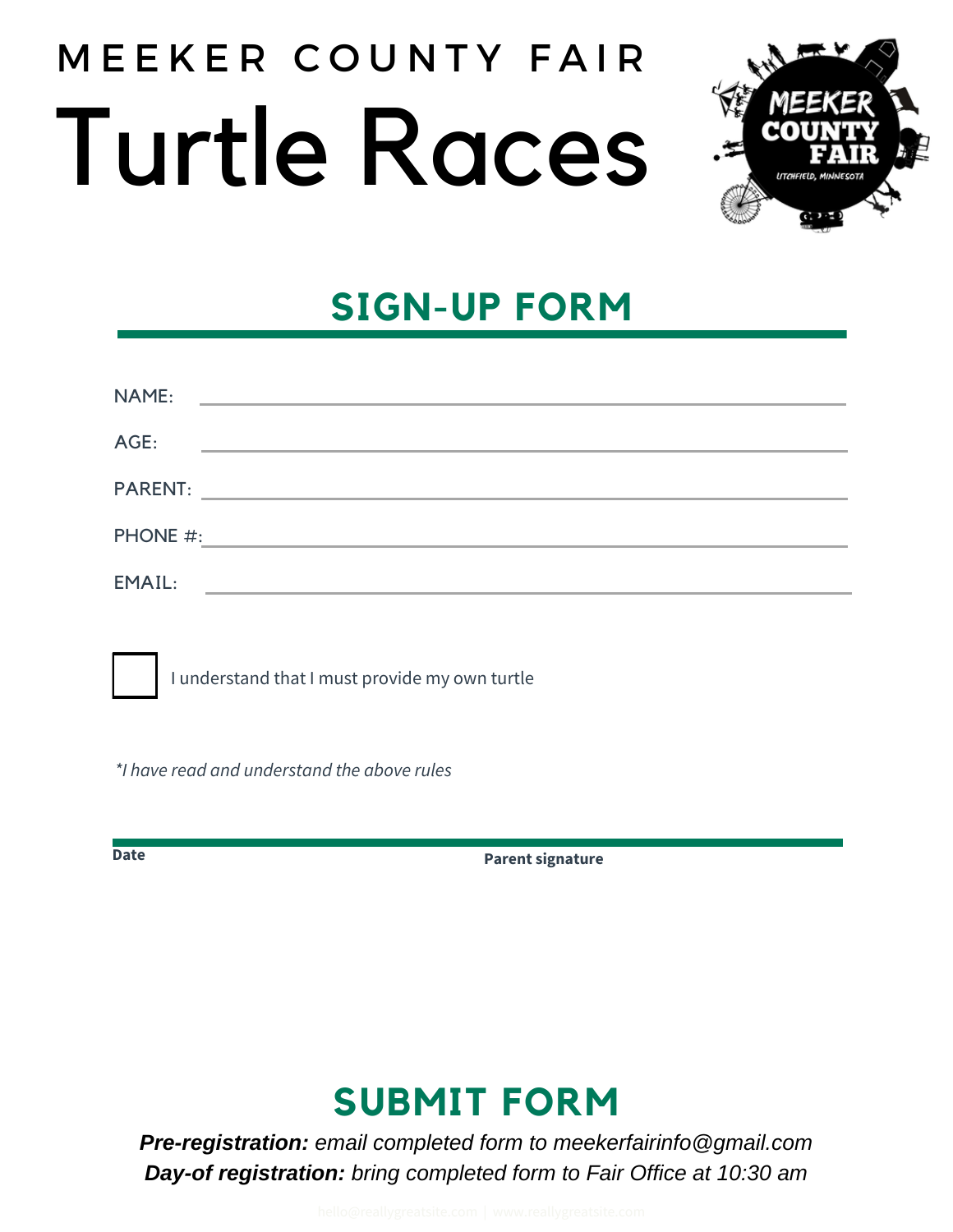MEEKER COUNTY FAIR

# Turtle Races

## SIGN-UP FORM

NAME: ______________________________

AGE: ______________________________

PARENT: ______________________________

PHONE #: ______________________________

EMAIL: ______________________________

☐ I understand that I must provide my own turtle

*\*I have read and understand the above rules*

**Date** **Parent signature**

## SUBMIT FORM

***Pre-registration:*** *email completed form to meekerfairinfo@gmail.com*
***Day-of registration:*** *bring completed form to Fair Office at 10:30 am*